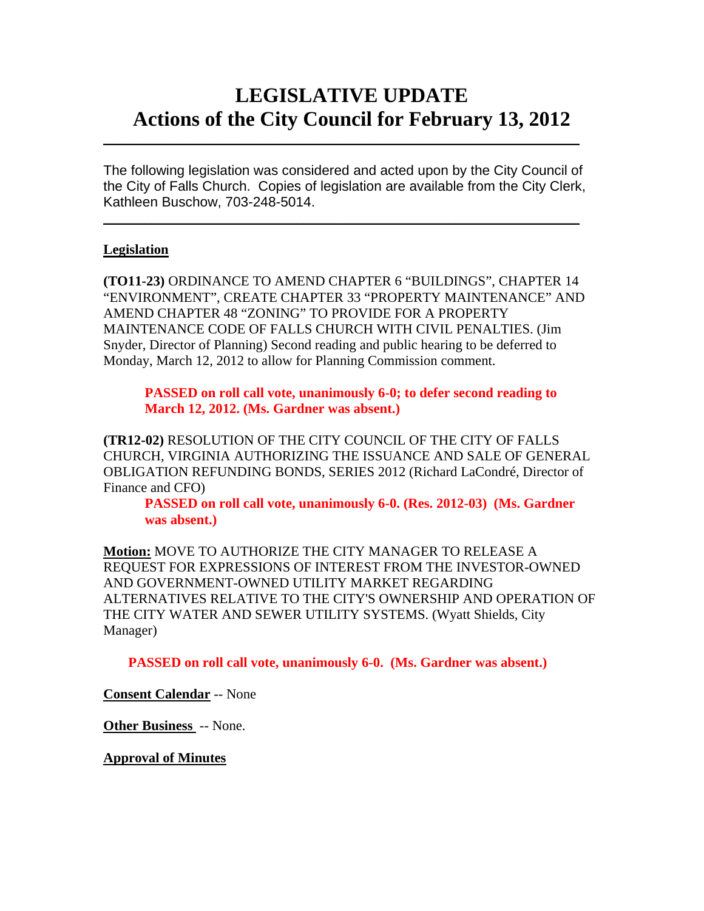# LEGISLATIVE UPDATE
# Actions of the City Council for February 13, 2012

---

The following legislation was considered and acted upon by the City Council of the City of Falls Church. Copies of legislation are available from the City Clerk, Kathleen Buschow, 703-248-5014.

---

## Legislation

**(TO11-23)** ORDINANCE TO AMEND CHAPTER 6 "BUILDINGS", CHAPTER 14 "ENVIRONMENT", CREATE CHAPTER 33 "PROPERTY MAINTENANCE" AND AMEND CHAPTER 48 "ZONING" TO PROVIDE FOR A PROPERTY MAINTENANCE CODE OF FALLS CHURCH WITH CIVIL PENALTIES. (Jim Snyder, Director of Planning) Second reading and public hearing to be deferred to Monday, March 12, 2012 to allow for Planning Commission comment.

> **PASSED on roll call vote, unanimously 6-0; to defer second reading to March 12, 2012. (Ms. Gardner was absent.)**

**(TR12-02)** RESOLUTION OF THE CITY COUNCIL OF THE CITY OF FALLS CHURCH, VIRGINIA AUTHORIZING THE ISSUANCE AND SALE OF GENERAL OBLIGATION REFUNDING BONDS, SERIES 2012 (Richard LaCondré, Director of Finance and CFO)

> **PASSED on roll call vote, unanimously 6-0. (Res. 2012-03) (Ms. Gardner was absent.)**

**Motion:** MOVE TO AUTHORIZE THE CITY MANAGER TO RELEASE A REQUEST FOR EXPRESSIONS OF INTEREST FROM THE INVESTOR-OWNED AND GOVERNMENT-OWNED UTILITY MARKET REGARDING ALTERNATIVES RELATIVE TO THE CITY'S OWNERSHIP AND OPERATION OF THE CITY WATER AND SEWER UTILITY SYSTEMS. (Wyatt Shields, City Manager)

> **PASSED on roll call vote, unanimously 6-0. (Ms. Gardner was absent.)**

**Consent Calendar** -- None

**Other Business** -- None.

**Approval of Minutes**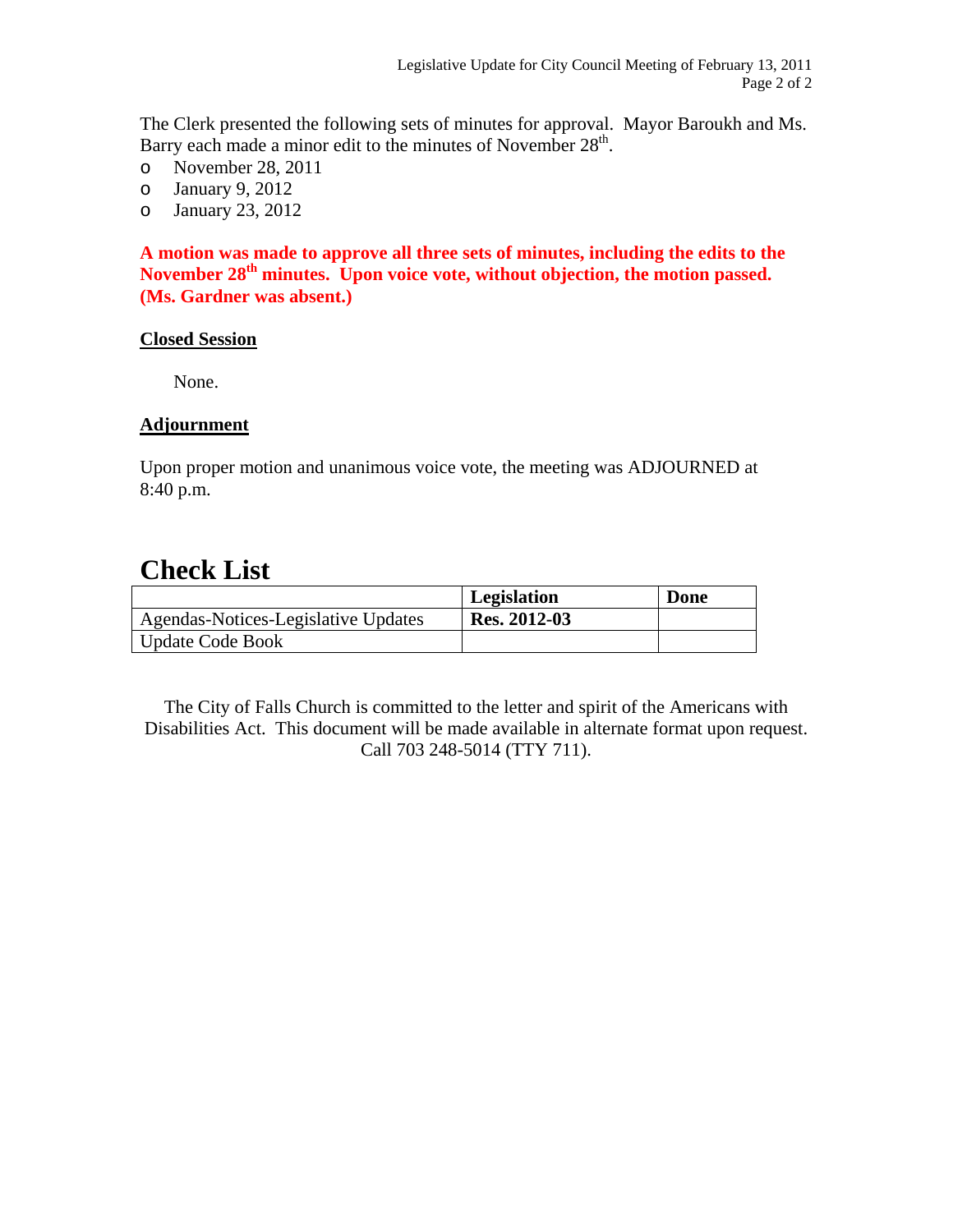The Clerk presented the following sets of minutes for approval. Mayor Baroukh and Ms. Barry each made a minor edit to the minutes of November 28th.

- November 28, 2011
- January 9, 2012
- January 23, 2012

**A motion was made to approve all three sets of minutes, including the edits to the November 28th minutes. Upon voice vote, without objection, the motion passed. (Ms. Gardner was absent.)**

**Closed Session**

None.

**Adjournment**

Upon proper motion and unanimous voice vote, the meeting was ADJOURNED at 8:40 p.m.

# Check List

| | Legislation | Done |
|---|---|---|
| Agendas-Notices-Legislative Updates | **Res. 2012-03** | |
| Update Code Book | | |

The City of Falls Church is committed to the letter and spirit of the Americans with Disabilities Act. This document will be made available in alternate format upon request. Call 703 248-5014 (TTY 711).